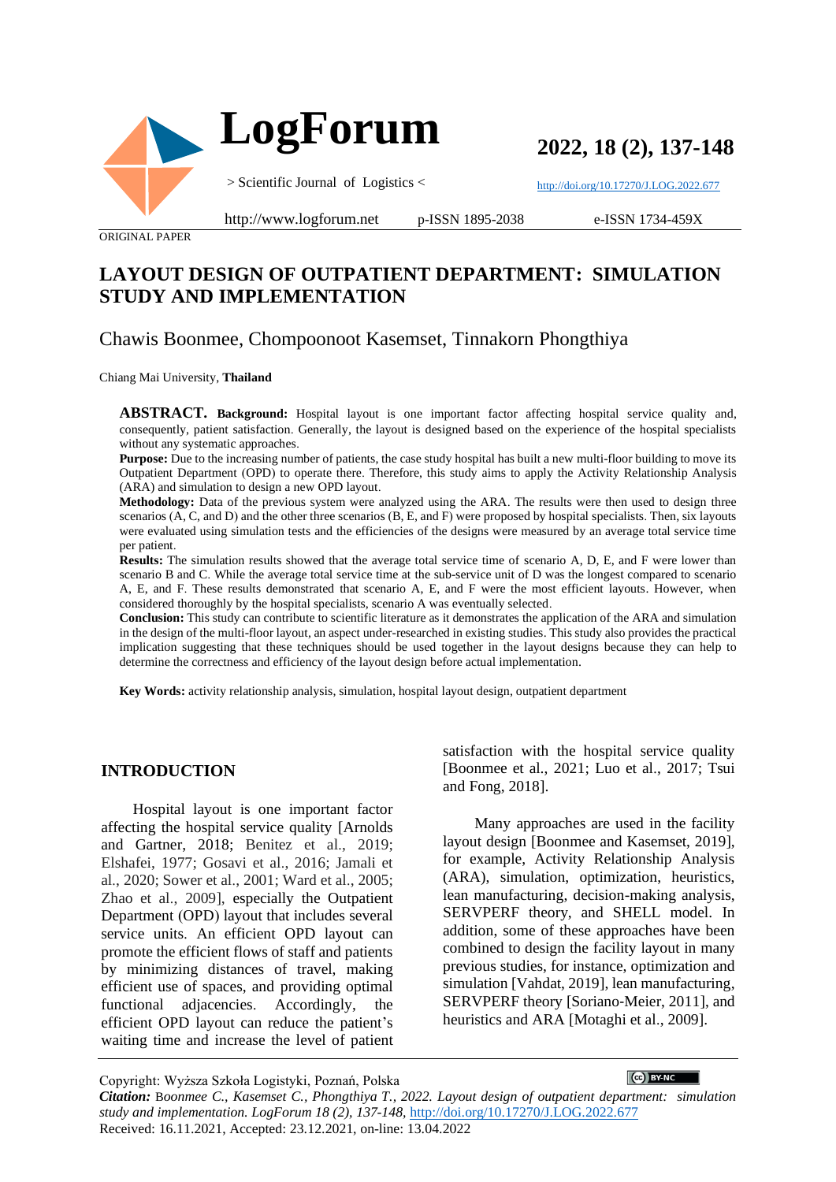ORIGINAL PAPER

# LAYOUT DESIGN OF OUTPATIENT DEPARTMENT: SIMULATION STUDY AND IMPLEMENTATION

Chawis Boonmee, Chompoonoot Kasemset, Tinnakorn Phongthiya

Chiang Mai University, **Thailand**

**ABSTRACT. Background:** Hospital layout is one important factor affecting hospital service quality and, consequently, patient satisfaction. Generally, the layout is designed based on the experience of the hospital specialists without any systematic approaches.

**Purpose:** Due to the increasing number of patients, the case study hospital has built a new multi-floor building to move its Outpatient Department (OPD) to operate there. Therefore, this study aims to apply the Activity Relationship Analysis (ARA) and simulation to design a new OPD layout.

**Methodology:** Data of the previous system were analyzed using the ARA. The results were then used to design three scenarios (A, C, and D) and the other three scenarios (B, E, and F) were proposed by hospital specialists. Then, six layouts were evaluated using simulation tests and the efficiencies of the designs were measured by an average total service time per patient.

**Results:** The simulation results showed that the average total service time of scenario A, D, E, and F were lower than scenario B and C. While the average total service time at the sub-service unit of D was the longest compared to scenario A, E, and F. These results demonstrated that scenario A, E, and F were the most efficient layouts. However, when considered thoroughly by the hospital specialists, scenario A was eventually selected.

**Conclusion:** This study can contribute to scientific literature as it demonstrates the application of the ARA and simulation in the design of the multi-floor layout, an aspect under-researched in existing studies. This study also provides the practical implication suggesting that these techniques should be used together in the layout designs because they can help to determine the correctness and efficiency of the layout design before actual implementation.

**Key Words:** activity relationship analysis, simulation, hospital layout design, outpatient department

## INTRODUCTION

Hospital layout is one important factor affecting the hospital service quality [Arnolds and Gartner, 2018; Benitez et al., 2019; Elshafei, 1977; Gosavi et al., 2016; Jamali et al., 2020; Sower et al., 2001; Ward et al., 2005; Zhao et al., 2009], especially the Outpatient Department (OPD) layout that includes several service units. An efficient OPD layout can promote the efficient flows of staff and patients by minimizing distances of travel, making efficient use of spaces, and providing optimal functional adjacencies. Accordingly, the efficient OPD layout can reduce the patient's waiting time and increase the level of patient satisfaction with the hospital service quality [Boonmee et al., 2021; Luo et al., 2017; Tsui and Fong, 2018].

Many approaches are used in the facility layout design [Boonmee and Kasemset, 2019], for example, Activity Relationship Analysis (ARA), simulation, optimization, heuristics, lean manufacturing, decision-making analysis, SERVPERF theory, and SHELL model. In addition, some of these approaches have been combined to design the facility layout in many previous studies, for instance, optimization and simulation [Vahdat, 2019], lean manufacturing, SERVPERF theory [Soriano-Meier, 2011], and heuristics and ARA [Motaghi et al., 2009].

Copyright: Wyższa Szkoła Logistyki, Poznań, Polska

*Citation: Boonmee C., Kasemset C., Phongthiya T., 2022. Layout design of outpatient department: simulation study and implementation. LogForum 18 (2), 137-148,* http://doi.org/10.17270/J.LOG.2022.677

Received: 16.11.2021, Accepted: 23.12.2021, on-line: 13.04.2022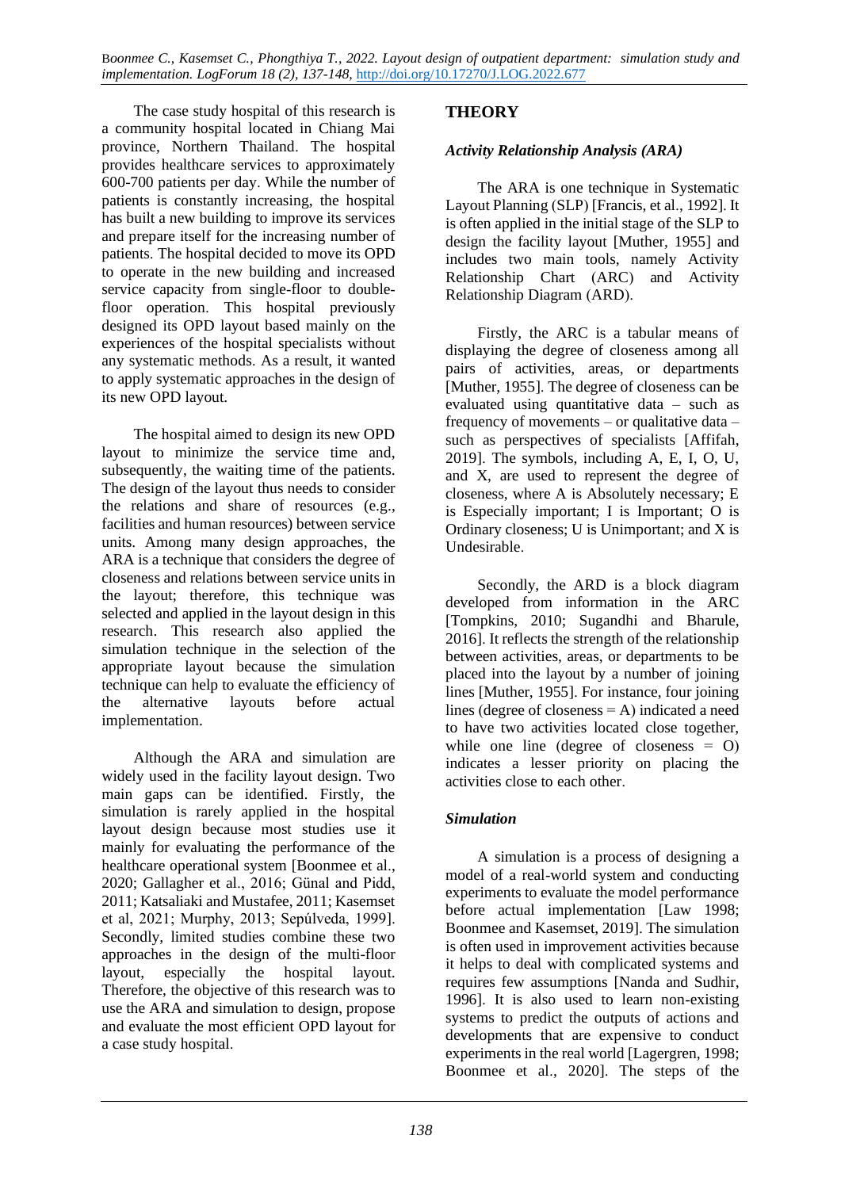The case study hospital of this research is a community hospital located in Chiang Mai province, Northern Thailand. The hospital provides healthcare services to approximately 600-700 patients per day. While the number of patients is constantly increasing, the hospital has built a new building to improve its services and prepare itself for the increasing number of patients. The hospital decided to move its OPD to operate in the new building and increased service capacity from single-floor to double-floor operation. This hospital previously designed its OPD layout based mainly on the experiences of the hospital specialists without any systematic methods. As a result, it wanted to apply systematic approaches in the design of its new OPD layout.

The hospital aimed to design its new OPD layout to minimize the service time and, subsequently, the waiting time of the patients. The design of the layout thus needs to consider the relations and share of resources (e.g., facilities and human resources) between service units. Among many design approaches, the ARA is a technique that considers the degree of closeness and relations between service units in the layout; therefore, this technique was selected and applied in the layout design in this research. This research also applied the simulation technique in the selection of the appropriate layout because the simulation technique can help to evaluate the efficiency of the alternative layouts before actual implementation.

Although the ARA and simulation are widely used in the facility layout design. Two main gaps can be identified. Firstly, the simulation is rarely applied in the hospital layout design because most studies use it mainly for evaluating the performance of the healthcare operational system [Boonmee et al., 2020; Gallagher et al., 2016; Günal and Pidd, 2011; Katsaliaki and Mustafee, 2011; Kasemset et al, 2021; Murphy, 2013; Sepúlveda, 1999]. Secondly, limited studies combine these two approaches in the design of the multi-floor layout, especially the hospital layout. Therefore, the objective of this research was to use the ARA and simulation to design, propose and evaluate the most efficient OPD layout for a case study hospital.

## THEORY

### *Activity Relationship Analysis (ARA)*

The ARA is one technique in Systematic Layout Planning (SLP) [Francis, et al., 1992]. It is often applied in the initial stage of the SLP to design the facility layout [Muther, 1955] and includes two main tools, namely Activity Relationship Chart (ARC) and Activity Relationship Diagram (ARD).

Firstly, the ARC is a tabular means of displaying the degree of closeness among all pairs of activities, areas, or departments [Muther, 1955]. The degree of closeness can be evaluated using quantitative data – such as frequency of movements – or qualitative data – such as perspectives of specialists [Affifah, 2019]. The symbols, including A, E, I, O, U, and X, are used to represent the degree of closeness, where A is Absolutely necessary; E is Especially important; I is Important; O is Ordinary closeness; U is Unimportant; and X is Undesirable.

Secondly, the ARD is a block diagram developed from information in the ARC [Tompkins, 2010; Sugandhi and Bharule, 2016]. It reflects the strength of the relationship between activities, areas, or departments to be placed into the layout by a number of joining lines [Muther, 1955]. For instance, four joining lines (degree of closeness = A) indicated a need to have two activities located close together, while one line (degree of closeness = O) indicates a lesser priority on placing the activities close to each other.

### *Simulation*

A simulation is a process of designing a model of a real-world system and conducting experiments to evaluate the model performance before actual implementation [Law 1998; Boonmee and Kasemset, 2019]. The simulation is often used in improvement activities because it helps to deal with complicated systems and requires few assumptions [Nanda and Sudhir, 1996]. It is also used to learn non-existing systems to predict the outputs of actions and developments that are expensive to conduct experiments in the real world [Lagergren, 1998; Boonmee et al., 2020]. The steps of the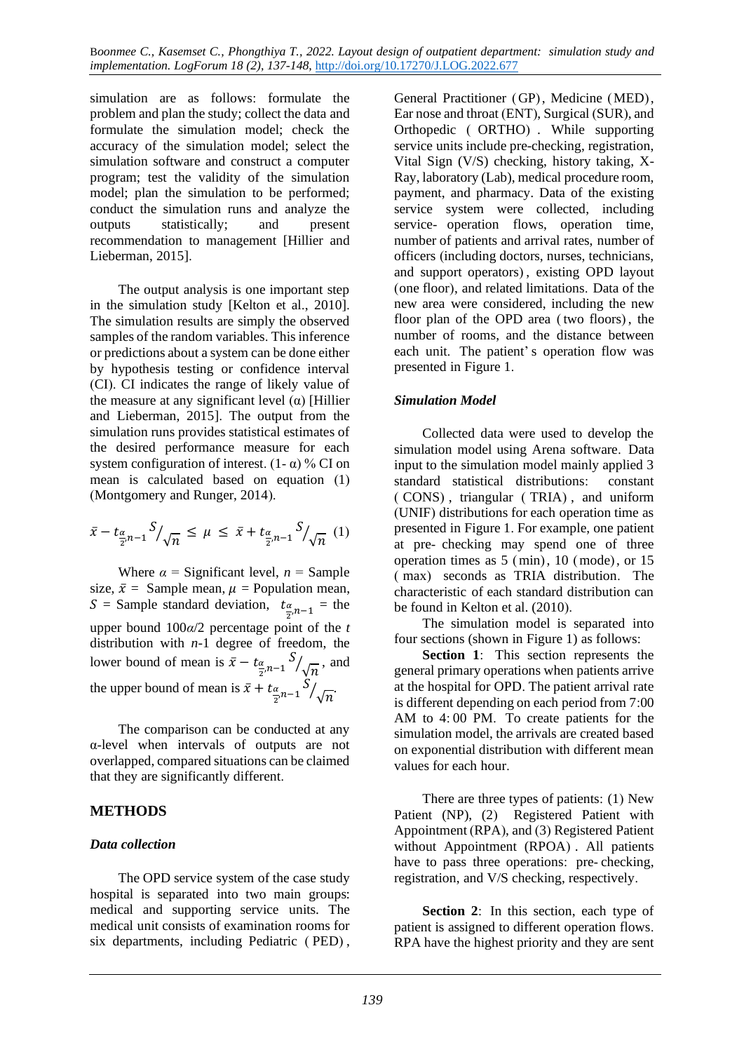simulation are as follows: formulate the problem and plan the study; collect the data and formulate the simulation model; check the accuracy of the simulation model; select the simulation software and construct a computer program; test the validity of the simulation model; plan the simulation to be performed; conduct the simulation runs and analyze the outputs statistically; and present recommendation to management [Hillier and Lieberman, 2015].

The output analysis is one important step in the simulation study [Kelton et al., 2010]. The simulation results are simply the observed samples of the random variables. This inference or predictions about a system can be done either by hypothesis testing or confidence interval (CI). CI indicates the range of likely value of the measure at any significant level (α) [Hillier and Lieberman, 2015]. The output from the simulation runs provides statistical estimates of the desired performance measure for each system configuration of interest. (1- α) % CI on mean is calculated based on equation (1) (Montgomery and Runger, 2014).

$$\bar{x} - t_{\frac{\alpha}{2},n-1} S/\sqrt{n} \leq \mu \leq \bar{x} + t_{\frac{\alpha}{2},n-1} S/\sqrt{n} \quad (1)$$

Where $\alpha$ = Significant level, $n$ = Sample size, $\bar{x}$ = Sample mean, $\mu$ = Population mean, $S$ = Sample standard deviation, $t_{\frac{\alpha}{2},n-1}$ = the upper bound $100\alpha/2$ percentage point of the $t$ distribution with $n$-1 degree of freedom, the lower bound of mean is $\bar{x} - t_{\frac{\alpha}{2},n-1} S/\sqrt{n}$, and the upper bound of mean is $\bar{x} + t_{\frac{\alpha}{2},n-1} S/\sqrt{n}$.

The comparison can be conducted at any α-level when intervals of outputs are not overlapped, compared situations can be claimed that they are significantly different.

## METHODS

### *Data collection*

The OPD service system of the case study hospital is separated into two main groups: medical and supporting service units. The medical unit consists of examination rooms for six departments, including Pediatric (PED), General Practitioner (GP), Medicine (MED), Ear nose and throat (ENT), Surgical (SUR), and Orthopedic (ORTHO). While supporting service units include pre-checking, registration, Vital Sign (V/S) checking, history taking, X-Ray, laboratory (Lab), medical procedure room, payment, and pharmacy. Data of the existing service system were collected, including service- operation flows, operation time, number of patients and arrival rates, number of officers (including doctors, nurses, technicians, and support operators), existing OPD layout (one floor), and related limitations. Data of the new area were considered, including the new floor plan of the OPD area (two floors), the number of rooms, and the distance between each unit. The patient's operation flow was presented in Figure 1.

### *Simulation Model*

Collected data were used to develop the simulation model using Arena software. Data input to the simulation model mainly applied 3 standard statistical distributions: constant (CONS), triangular (TRIA), and uniform (UNIF) distributions for each operation time as presented in Figure 1. For example, one patient at pre-checking may spend one of three operation times as 5 (min), 10 (mode), or 15 (max) seconds as TRIA distribution. The characteristic of each standard distribution can be found in Kelton et al. (2010).

The simulation model is separated into four sections (shown in Figure 1) as follows:

**Section 1**: This section represents the general primary operations when patients arrive at the hospital for OPD. The patient arrival rate is different depending on each period from 7:00 AM to 4:00 PM. To create patients for the simulation model, the arrivals are created based on exponential distribution with different mean values for each hour.

There are three types of patients: (1) New Patient (NP), (2) Registered Patient with Appointment (RPA), and (3) Registered Patient without Appointment (RPOA). All patients have to pass three operations: pre-checking, registration, and V/S checking, respectively.

**Section 2**: In this section, each type of patient is assigned to different operation flows. RPA have the highest priority and they are sent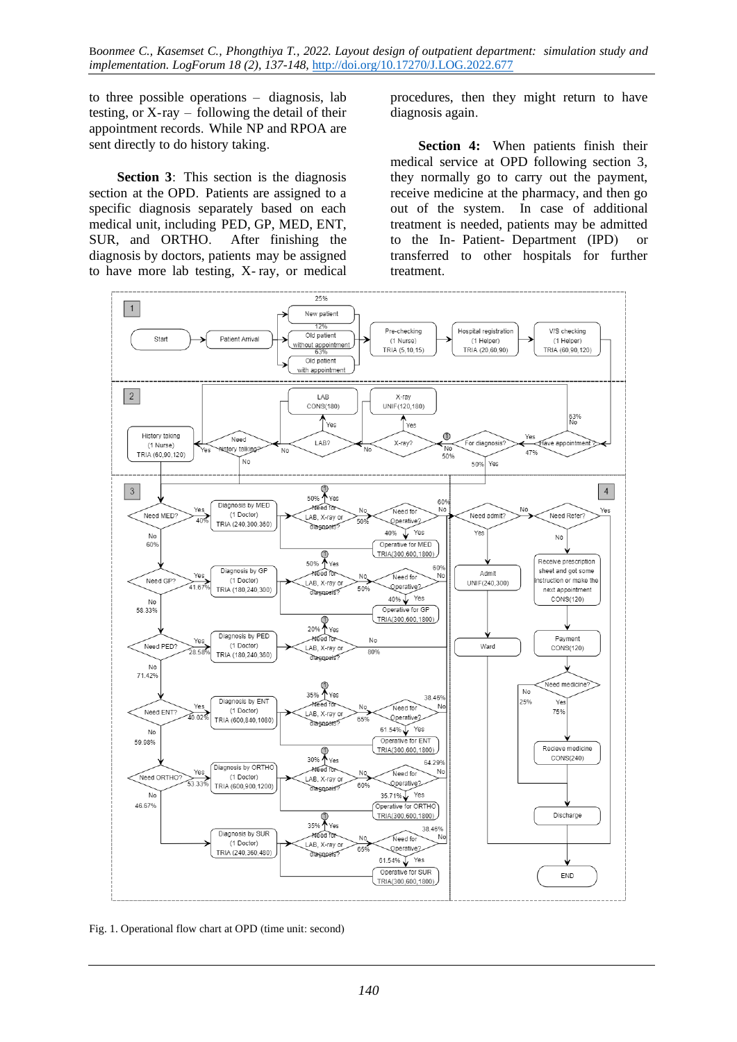to three possible operations – diagnosis, lab testing, or X-ray – following the detail of their appointment records. While NP and RPOA are sent directly to do history taking.

**Section 3**: This section is the diagnosis section at the OPD. Patients are assigned to a specific diagnosis separately based on each medical unit, including PED, GP, MED, ENT, SUR, and ORTHO. After finishing the diagnosis by doctors, patients may be assigned to have more lab testing, X-ray, or medical procedures, then they might return to have diagnosis again.

**Section 4:** When patients finish their medical service at OPD following section 3, they normally go to carry out the payment, receive medicine at the pharmacy, and then go out of the system. In case of additional treatment is needed, patients may be admitted to the In- Patient- Department (IPD) or transferred to other hospitals for further treatment.

Fig. 1. Operational flow chart at OPD (time unit: second)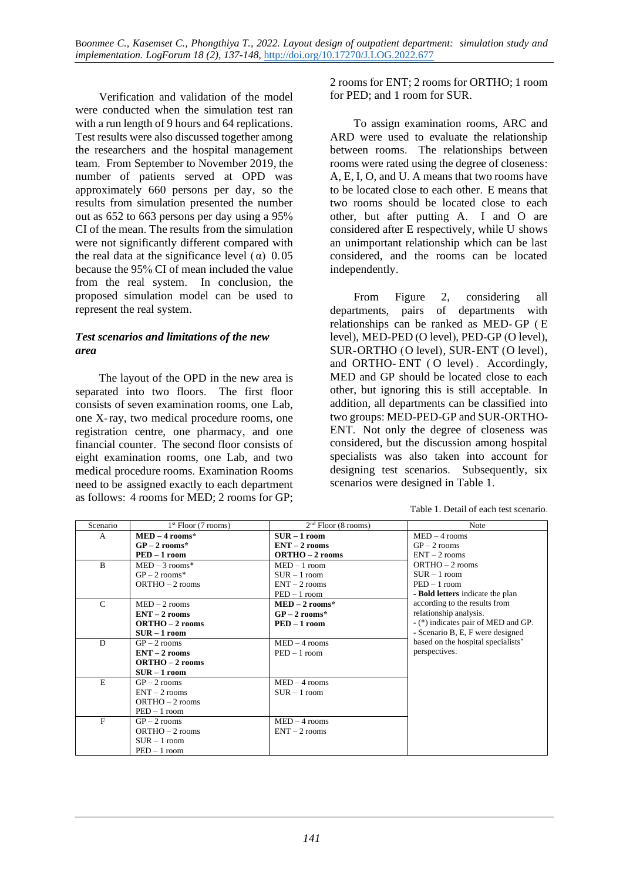Verification and validation of the model were conducted when the simulation test ran with a run length of 9 hours and 64 replications. Test results were also discussed together among the researchers and the hospital management team. From September to November 2019, the number of patients served at OPD was approximately 660 persons per day, so the results from simulation presented the number out as 652 to 663 persons per day using a 95% CI of the mean. The results from the simulation were not significantly different compared with the real data at the significance level (α) 0.05 because the 95% CI of mean included the value from the real system. In conclusion, the proposed simulation model can be used to represent the real system.

### *Test scenarios and limitations of the new area*

The layout of the OPD in the new area is separated into two floors. The first floor consists of seven examination rooms, one Lab, one X-ray, two medical procedure rooms, one registration centre, one pharmacy, and one financial counter. The second floor consists of eight examination rooms, one Lab, and two medical procedure rooms. Examination Rooms need to be assigned exactly to each department as follows: 4 rooms for MED; 2 rooms for GP; 2 rooms for ENT; 2 rooms for ORTHO; 1 room for PED; and 1 room for SUR.

To assign examination rooms, ARC and ARD were used to evaluate the relationship between rooms. The relationships between rooms were rated using the degree of closeness: A, E, I, O, and U. A means that two rooms have to be located close to each other. E means that two rooms should be located close to each other, but after putting A. I and O are considered after E respectively, while U shows an unimportant relationship which can be last considered, and the rooms can be located independently.

From Figure 2, considering all departments, pairs of departments with relationships can be ranked as MED-GP (E level), MED-PED (O level), PED-GP (O level), SUR-ORTHO (O level), SUR-ENT (O level), and ORTHO-ENT (O level). Accordingly, MED and GP should be located close to each other, but ignoring this is still acceptable. In addition, all departments can be classified into two groups: MED-PED-GP and SUR-ORTHO-ENT. Not only the degree of closeness was considered, but the discussion among hospital specialists was also taken into account for designing test scenarios. Subsequently, six scenarios were designed in Table 1.

Table 1. Detail of each test scenario.

| Scenario | 1st Floor (7 rooms) | 2nd Floor (8 rooms) | Note |
|---|---|---|---|
| A | **MED – 4 rooms***<br>**GP – 2 rooms***<br>**PED – 1 room** | **SUR – 1 room**<br>**ENT – 2 rooms**<br>**ORTHO – 2 rooms** | MED – 4 rooms<br>GP – 2 rooms<br>ENT – 2 rooms<br>ORTHO – 2 rooms<br>SUR – 1 room<br>PED – 1 room<br>- **Bold letters** indicate the plan according to the results from relationship analysis.<br>- (*) indicates pair of MED and GP.<br>- Scenario B, E, F were designed based on the hospital specialists' perspectives. |
| B | MED – 3 rooms*<br>GP – 2 rooms*<br>ORTHO – 2 rooms | MED – 1 room<br>SUR – 1 room<br>ENT – 2 rooms<br>PED – 1 room | |
| C | MED – 2 rooms<br>**ENT – 2 rooms**<br>**ORTHO – 2 rooms**<br>**SUR – 1 room** | **MED – 2 rooms***<br>**GP – 2 rooms***<br>**PED – 1 room** | |
| D | GP – 2 rooms<br>**ENT – 2 rooms**<br>**ORTHO – 2 rooms**<br>**SUR – 1 room** | MED – 4 rooms<br>PED – 1 room | |
| E | GP – 2 rooms<br>ENT – 2 rooms<br>ORTHO – 2 rooms<br>PED – 1 room | MED – 4 rooms<br>SUR – 1 room | |
| F | GP – 2 rooms<br>ORTHO – 2 rooms<br>SUR – 1 room<br>PED – 1 room | MED – 4 rooms<br>ENT – 2 rooms | |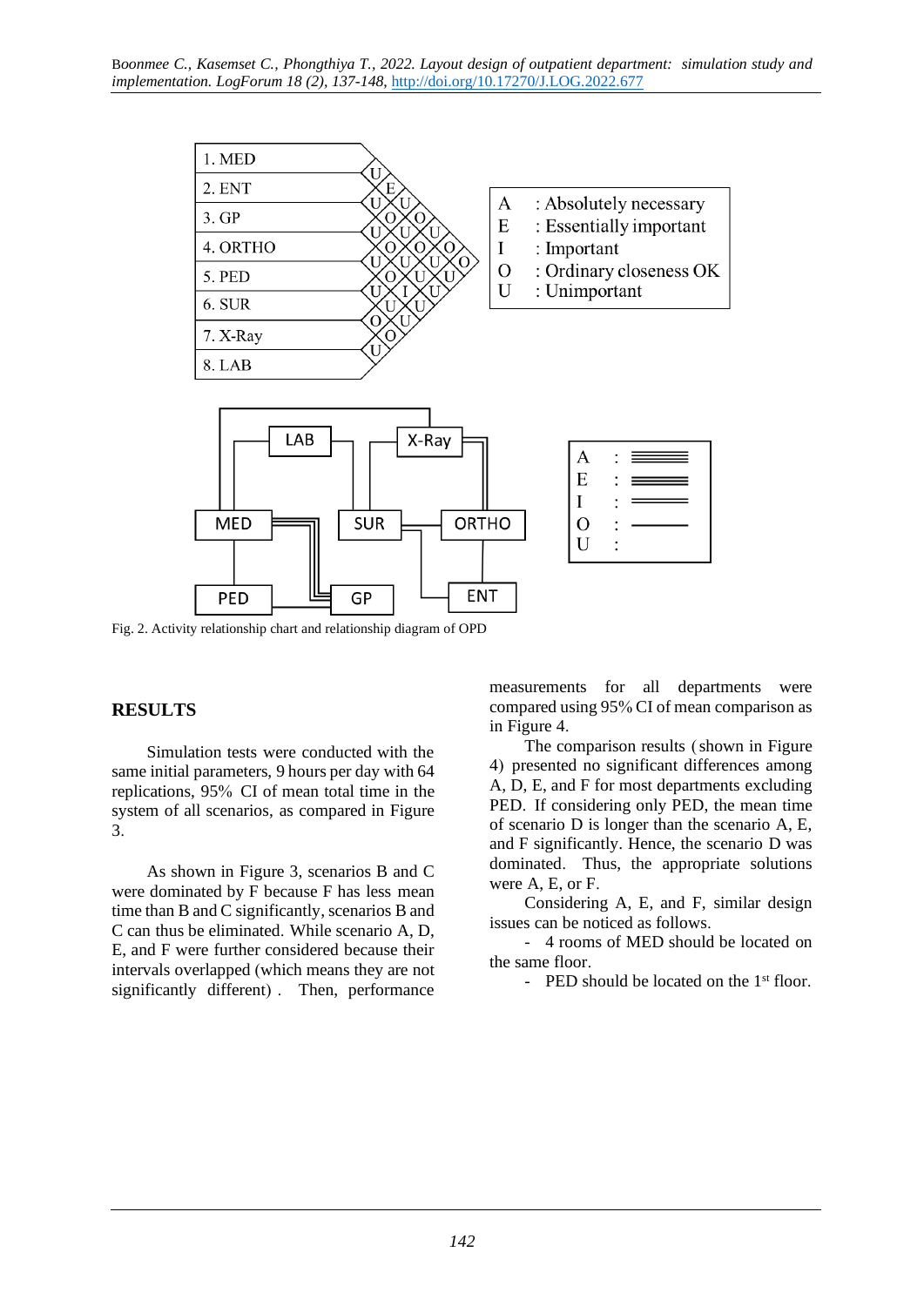Fig. 2. Activity relationship chart and relationship diagram of OPD

## RESULTS

Simulation tests were conducted with the same initial parameters, 9 hours per day with 64 replications, 95% CI of mean total time in the system of all scenarios, as compared in Figure 3.

As shown in Figure 3, scenarios B and C were dominated by F because F has less mean time than B and C significantly, scenarios B and C can thus be eliminated. While scenario A, D, E, and F were further considered because their intervals overlapped (which means they are not significantly different). Then, performance measurements for all departments were compared using 95% CI of mean comparison as in Figure 4.

The comparison results (shown in Figure 4) presented no significant differences among A, D, E, and F for most departments excluding PED. If considering only PED, the mean time of scenario D is longer than the scenario A, E, and F significantly. Hence, the scenario D was dominated. Thus, the appropriate solutions were A, E, or F.

Considering A, E, and F, similar design issues can be noticed as follows.

- 4 rooms of MED should be located on the same floor.
- PED should be located on the 1st floor.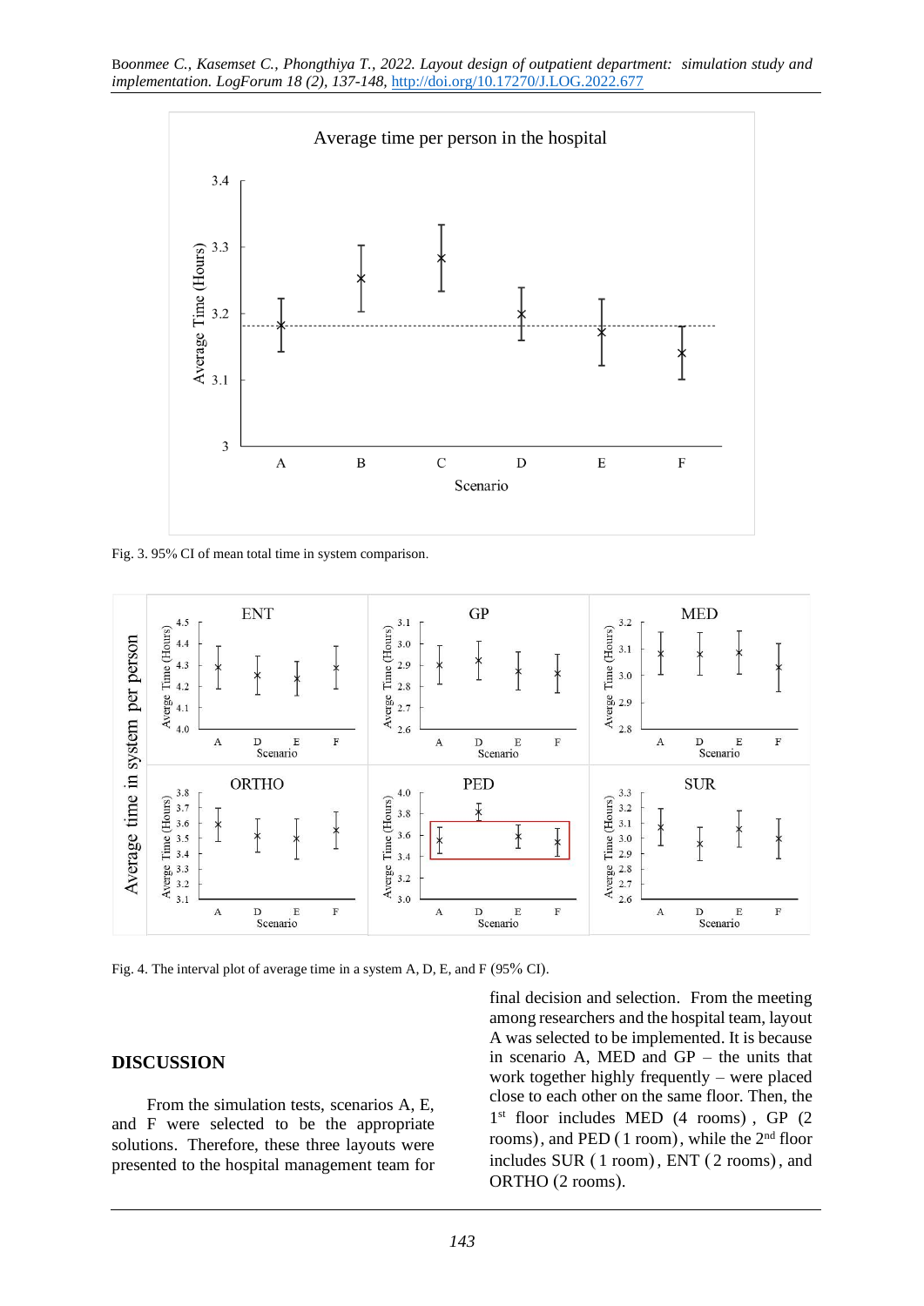Fig. 3. 95% CI of mean total time in system comparison.

Fig. 4. The interval plot of average time in a system A, D, E, and F (95% CI).

## DISCUSSION

From the simulation tests, scenarios A, E, and F were selected to be the appropriate solutions. Therefore, these three layouts were presented to the hospital management team for final decision and selection. From the meeting among researchers and the hospital team, layout A was selected to be implemented. It is because in scenario A, MED and GP – the units that work together highly frequently – were placed close to each other on the same floor. Then, the 1st floor includes MED (4 rooms), GP (2 rooms), and PED (1 room), while the 2nd floor includes SUR (1 room), ENT (2 rooms), and ORTHO (2 rooms).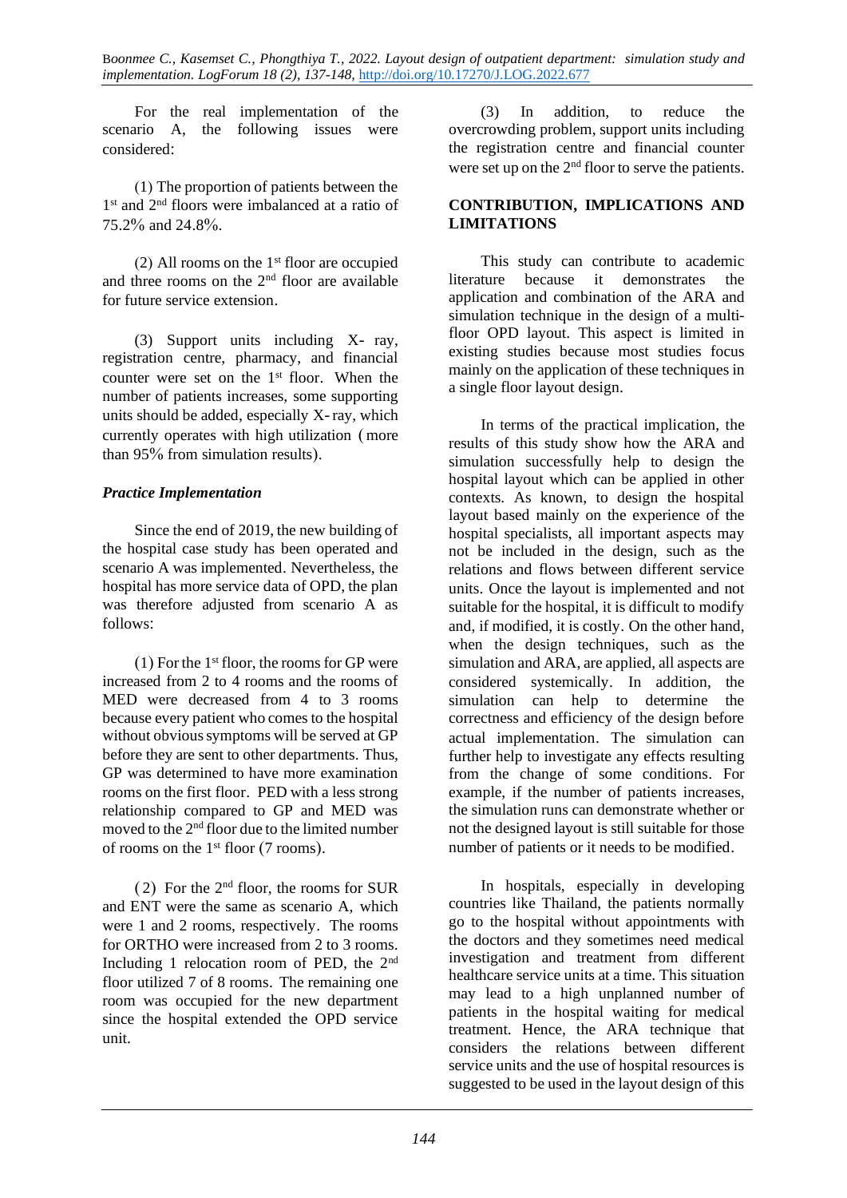For the real implementation of the scenario A, the following issues were considered:

(1) The proportion of patients between the 1st and 2nd floors were imbalanced at a ratio of 75.2% and 24.8%.

(2) All rooms on the 1st floor are occupied and three rooms on the 2nd floor are available for future service extension.

(3) Support units including X- ray, registration centre, pharmacy, and financial counter were set on the 1st floor. When the number of patients increases, some supporting units should be added, especially X-ray, which currently operates with high utilization (more than 95% from simulation results).

### *Practice Implementation*

Since the end of 2019, the new building of the hospital case study has been operated and scenario A was implemented. Nevertheless, the hospital has more service data of OPD, the plan was therefore adjusted from scenario A as follows:

(1) For the 1st floor, the rooms for GP were increased from 2 to 4 rooms and the rooms of MED were decreased from 4 to 3 rooms because every patient who comes to the hospital without obvious symptoms will be served at GP before they are sent to other departments. Thus, GP was determined to have more examination rooms on the first floor. PED with a less strong relationship compared to GP and MED was moved to the 2nd floor due to the limited number of rooms on the 1st floor (7 rooms).

(2) For the 2nd floor, the rooms for SUR and ENT were the same as scenario A, which were 1 and 2 rooms, respectively. The rooms for ORTHO were increased from 2 to 3 rooms. Including 1 relocation room of PED, the 2nd floor utilized 7 of 8 rooms. The remaining one room was occupied for the new department since the hospital extended the OPD service unit.

(3) In addition, to reduce the overcrowding problem, support units including the registration centre and financial counter were set up on the 2nd floor to serve the patients.

## CONTRIBUTION, IMPLICATIONS AND LIMITATIONS

This study can contribute to academic literature because it demonstrates the application and combination of the ARA and simulation technique in the design of a multi-floor OPD layout. This aspect is limited in existing studies because most studies focus mainly on the application of these techniques in a single floor layout design.

In terms of the practical implication, the results of this study show how the ARA and simulation successfully help to design the hospital layout which can be applied in other contexts. As known, to design the hospital layout based mainly on the experience of the hospital specialists, all important aspects may not be included in the design, such as the relations and flows between different service units. Once the layout is implemented and not suitable for the hospital, it is difficult to modify and, if modified, it is costly. On the other hand, when the design techniques, such as the simulation and ARA, are applied, all aspects are considered systemically. In addition, the simulation can help to determine the correctness and efficiency of the design before actual implementation. The simulation can further help to investigate any effects resulting from the change of some conditions. For example, if the number of patients increases, the simulation runs can demonstrate whether or not the designed layout is still suitable for those number of patients or it needs to be modified.

In hospitals, especially in developing countries like Thailand, the patients normally go to the hospital without appointments with the doctors and they sometimes need medical investigation and treatment from different healthcare service units at a time. This situation may lead to a high unplanned number of patients in the hospital waiting for medical treatment. Hence, the ARA technique that considers the relations between different service units and the use of hospital resources is suggested to be used in the layout design of this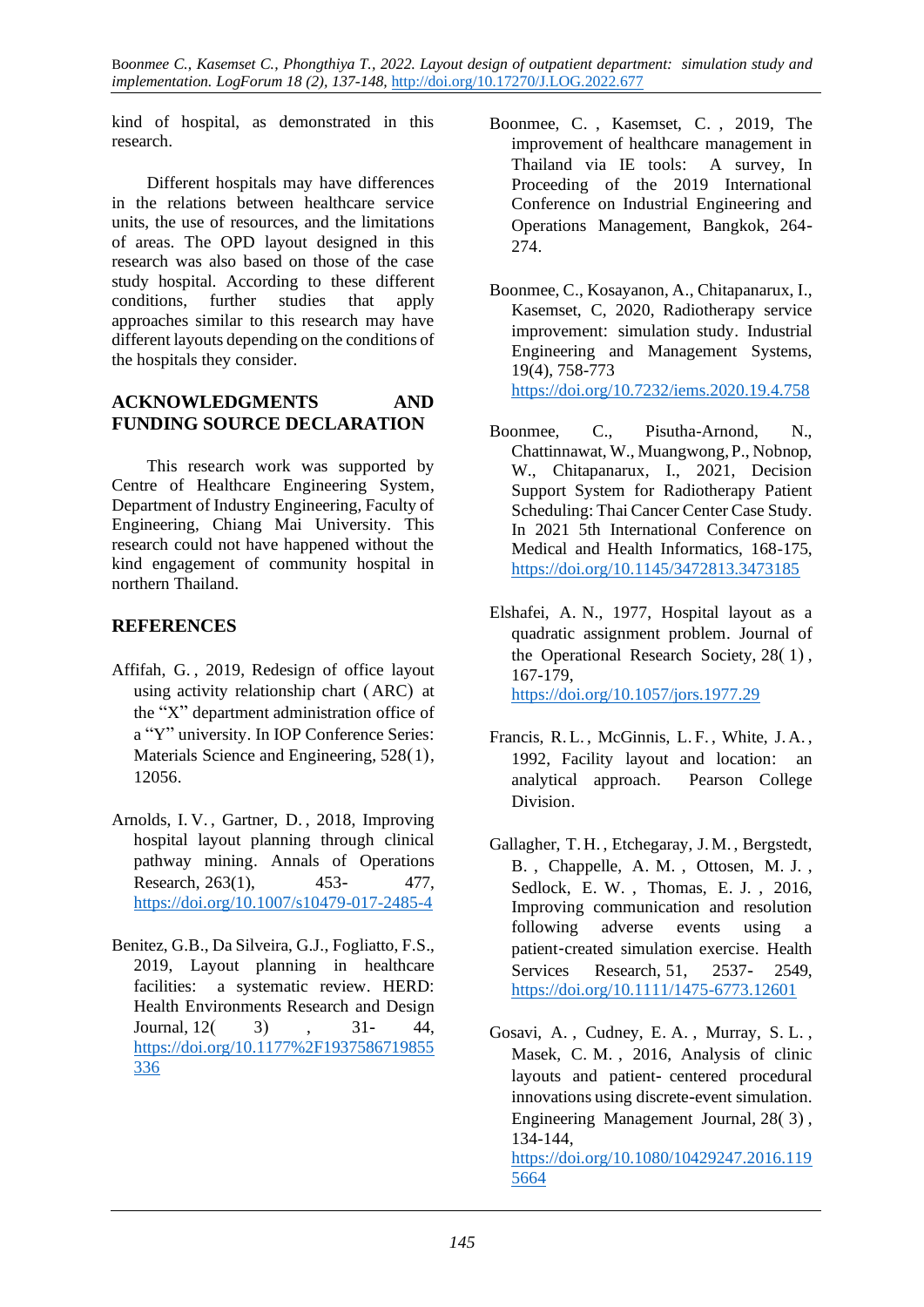kind of hospital, as demonstrated in this research.

Different hospitals may have differences in the relations between healthcare service units, the use of resources, and the limitations of areas. The OPD layout designed in this research was also based on those of the case study hospital. According to these different conditions, further studies that apply approaches similar to this research may have different layouts depending on the conditions of the hospitals they consider.

## ACKNOWLEDGMENTS AND FUNDING SOURCE DECLARATION

This research work was supported by Centre of Healthcare Engineering System, Department of Industry Engineering, Faculty of Engineering, Chiang Mai University. This research could not have happened without the kind engagement of community hospital in northern Thailand.

## REFERENCES

Affifah, G., 2019, Redesign of office layout using activity relationship chart (ARC) at the "X" department administration office of a "Y" university. In IOP Conference Series: Materials Science and Engineering, 528(1), 12056.

Arnolds, I. V., Gartner, D., 2018, Improving hospital layout planning through clinical pathway mining. Annals of Operations Research, 263(1), 453-477, https://doi.org/10.1007/s10479-017-2485-4

Benitez, G.B., Da Silveira, G.J., Fogliatto, F.S., 2019, Layout planning in healthcare facilities: a systematic review. HERD: Health Environments Research and Design Journal, 12(3), 31-44, https://doi.org/10.1177%2F1937586719855336

Boonmee, C., Kasemset, C., 2019, The improvement of healthcare management in Thailand via IE tools: A survey, In Proceeding of the 2019 International Conference on Industrial Engineering and Operations Management, Bangkok, 264-274.

Boonmee, C., Kosayanon, A., Chitapanarux, I., Kasemset, C, 2020, Radiotherapy service improvement: simulation study. Industrial Engineering and Management Systems, 19(4), 758-773 https://doi.org/10.7232/iems.2020.19.4.758

Boonmee, C., Pisutha-Arnond, N., Chattinnawat, W., Muangwong, P., Nobnop, W., Chitapanarux, I., 2021, Decision Support System for Radiotherapy Patient Scheduling: Thai Cancer Center Case Study. In 2021 5th International Conference on Medical and Health Informatics, 168-175, https://doi.org/10.1145/3472813.3473185

Elshafei, A. N., 1977, Hospital layout as a quadratic assignment problem. Journal of the Operational Research Society, 28(1), 167-179, https://doi.org/10.1057/jors.1977.29

Francis, R. L., McGinnis, L. F., White, J. A., 1992, Facility layout and location: an analytical approach. Pearson College Division.

Gallagher, T. H., Etchegaray, J. M., Bergstedt, B., Chappelle, A. M., Ottosen, M. J., Sedlock, E. W., Thomas, E. J., 2016, Improving communication and resolution following adverse events using a patient-created simulation exercise. Health Services Research, 51, 2537-2549, https://doi.org/10.1111/1475-6773.12601

Gosavi, A., Cudney, E. A., Murray, S. L., Masek, C. M., 2016, Analysis of clinic layouts and patient-centered procedural innovations using discrete-event simulation. Engineering Management Journal, 28(3), 134-144, https://doi.org/10.1080/10429247.2016.1195664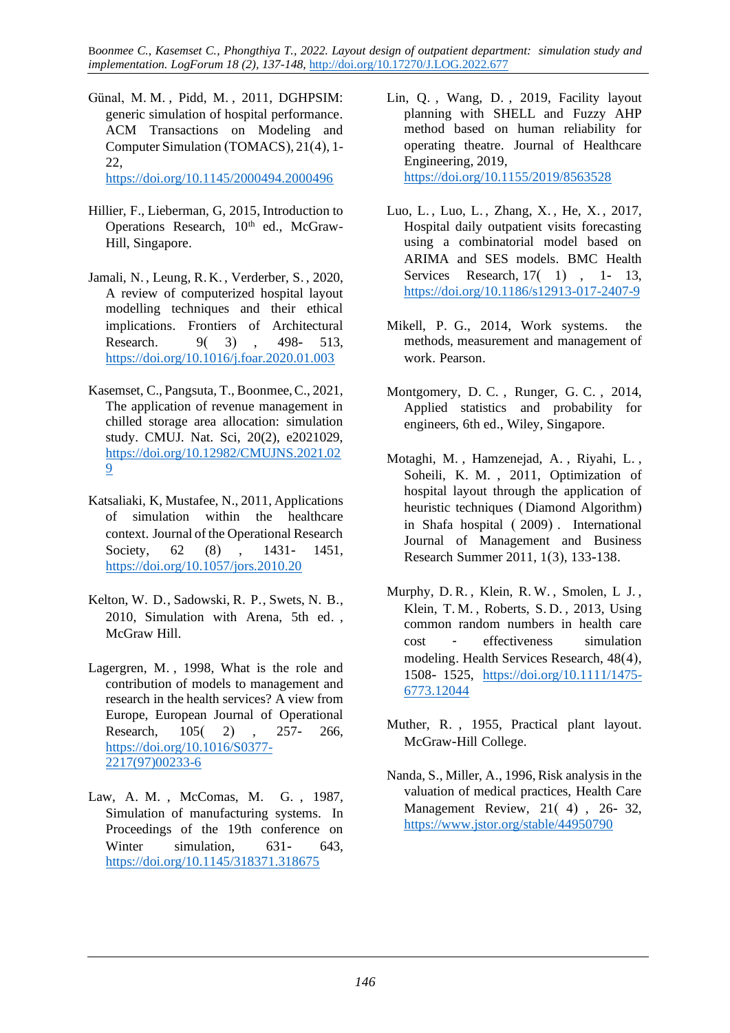Günal, M. M. , Pidd, M. , 2011, DGHPSIM: generic simulation of hospital performance. ACM Transactions on Modeling and Computer Simulation (TOMACS), 21(4), 1-22, https://doi.org/10.1145/2000494.2000496

Hillier, F., Lieberman, G, 2015, Introduction to Operations Research, 10th ed., McGraw-Hill, Singapore.

Jamali, N. , Leung, R. K. , Verderber, S. , 2020, A review of computerized hospital layout modelling techniques and their ethical implications. Frontiers of Architectural Research. 9( 3) , 498- 513, https://doi.org/10.1016/j.foar.2020.01.003

Kasemset, C., Pangsuta, T., Boonmee, C., 2021, The application of revenue management in chilled storage area allocation: simulation study. CMUJ. Nat. Sci, 20(2), e2021029, https://doi.org/10.12982/CMUJNS.2021.029

Katsaliaki, K, Mustafee, N., 2011, Applications of simulation within the healthcare context. Journal of the Operational Research Society, 62 (8) , 1431- 1451, https://doi.org/10.1057/jors.2010.20

Kelton, W. D., Sadowski, R. P., Swets, N. B., 2010, Simulation with Arena, 5th ed. , McGraw Hill.

Lagergren, M. , 1998, What is the role and contribution of models to management and research in the health services? A view from Europe, European Journal of Operational Research, 105( 2) , 257- 266, https://doi.org/10.1016/S0377-2217(97)00233-6

Law, A. M. , McComas, M. G. , 1987, Simulation of manufacturing systems. In Proceedings of the 19th conference on Winter simulation, 631- 643, https://doi.org/10.1145/318371.318675

Lin, Q. , Wang, D. , 2019, Facility layout planning with SHELL and Fuzzy AHP method based on human reliability for operating theatre. Journal of Healthcare Engineering, 2019, https://doi.org/10.1155/2019/8563528

Luo, L., Luo, L., Zhang, X., He, X., 2017, Hospital daily outpatient visits forecasting using a combinatorial model based on ARIMA and SES models. BMC Health Services Research, 17( 1) , 1- 13, https://doi.org/10.1186/s12913-017-2407-9

Mikell, P. G., 2014, Work systems. the methods, measurement and management of work. Pearson.

Montgomery, D. C. , Runger, G. C. , 2014, Applied statistics and probability for engineers, 6th ed., Wiley, Singapore.

Motaghi, M. , Hamzenejad, A. , Riyahi, L. , Soheili, K. M. , 2011, Optimization of hospital layout through the application of heuristic techniques (Diamond Algorithm) in Shafa hospital (2009). International Journal of Management and Business Research Summer 2011, 1(3), 133-138.

Murphy, D. R. , Klein, R. W. , Smolen, L J. , Klein, T. M. , Roberts, S. D. , 2013, Using common random numbers in health care cost - effectiveness simulation modeling. Health Services Research, 48(4), 1508- 1525, https://doi.org/10.1111/1475-6773.12044

Muther, R. , 1955, Practical plant layout. McGraw-Hill College.

Nanda, S., Miller, A., 1996, Risk analysis in the valuation of medical practices, Health Care Management Review, 21( 4) , 26- 32, https://www.jstor.org/stable/44950790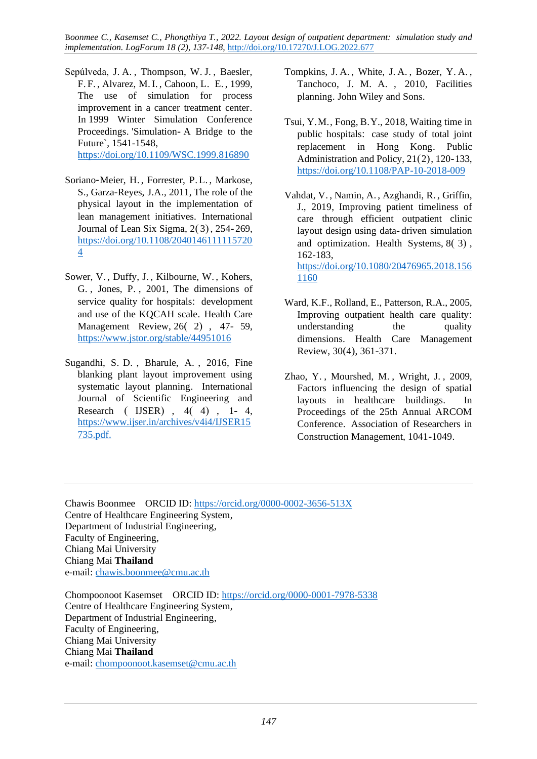Sepúlveda, J. A., Thompson, W. J., Baesler, F. F., Alvarez, M. I., Cahoon, L. E., 1999, The use of simulation for process improvement in a cancer treatment center. In 1999 Winter Simulation Conference Proceedings. 'Simulation- A Bridge to the Future`, 1541-1548, https://doi.org/10.1109/WSC.1999.816890

Soriano-Meier, H., Forrester, P. L., Markose, S., Garza-Reyes, J.A., 2011, The role of the physical layout in the implementation of lean management initiatives. International Journal of Lean Six Sigma, 2(3), 254-269, https://doi.org/10.1108/20401461111157204

Sower, V., Duffy, J., Kilbourne, W., Kohers, G., Jones, P., 2001, The dimensions of service quality for hospitals: development and use of the KQCAH scale. Health Care Management Review, 26(2), 47- 59, https://www.jstor.org/stable/44951016

Sugandhi, S. D., Bharule, A., 2016, Fine blanking plant layout improvement using systematic layout planning. International Journal of Scientific Engineering and Research (IJSER), 4(4), 1- 4, https://www.ijser.in/archives/v4i4/IJSER15735.pdf.

Tompkins, J. A., White, J. A., Bozer, Y. A., Tanchoco, J. M. A., 2010, Facilities planning. John Wiley and Sons.

Tsui, Y.M., Fong, B.Y., 2018, Waiting time in public hospitals: case study of total joint replacement in Hong Kong. Public Administration and Policy, 21(2), 120-133, https://doi.org/10.1108/PAP-10-2018-009

Vahdat, V., Namin, A., Azghandi, R., Griffin, J., 2019, Improving patient timeliness of care through efficient outpatient clinic layout design using data-driven simulation and optimization. Health Systems, 8(3), 162-183, https://doi.org/10.1080/20476965.2018.1561160

Ward, K.F., Rolland, E., Patterson, R.A., 2005, Improving outpatient health care quality: understanding the quality dimensions. Health Care Management Review, 30(4), 361-371.

Zhao, Y., Mourshed, M., Wright, J., 2009, Factors influencing the design of spatial layouts in healthcare buildings. In Proceedings of the 25th Annual ARCOM Conference. Association of Researchers in Construction Management, 1041-1049.

---

Chawis Boonmee ORCID ID: https://orcid.org/0000-0002-3656-513X
Centre of Healthcare Engineering System,
Department of Industrial Engineering,
Faculty of Engineering,
Chiang Mai University
Chiang Mai **Thailand**
e-mail: chawis.boonmee@cmu.ac.th

Chompoonoot Kasemset ORCID ID: https://orcid.org/0000-0001-7978-5338
Centre of Healthcare Engineering System,
Department of Industrial Engineering,
Faculty of Engineering,
Chiang Mai University
Chiang Mai **Thailand**
e-mail: chompoonoot.kasemset@cmu.ac.th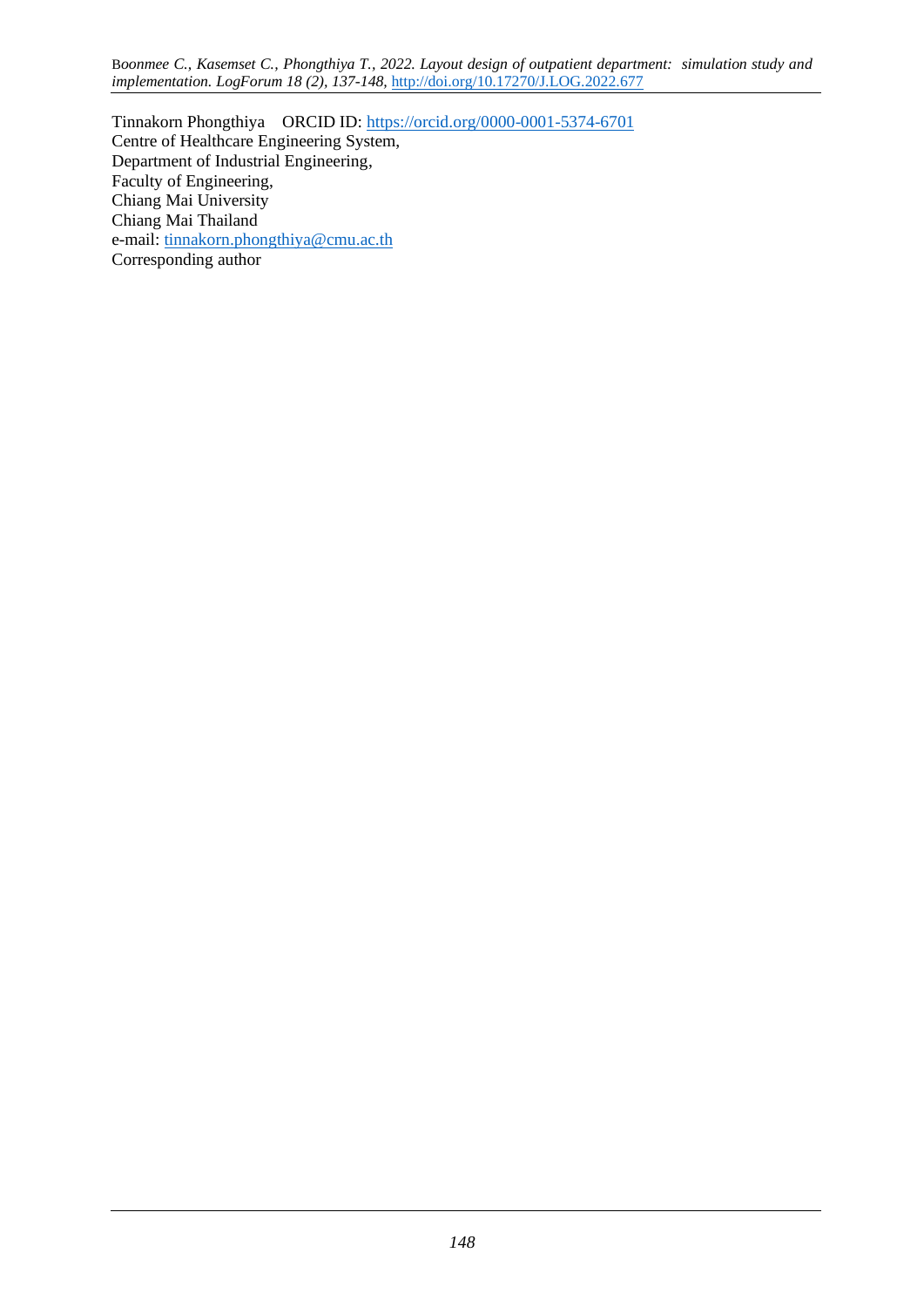Tinnakorn Phongthiya ORCID ID: https://orcid.org/0000-0001-5374-6701
Centre of Healthcare Engineering System,
Department of Industrial Engineering,
Faculty of Engineering,
Chiang Mai University
Chiang Mai Thailand
e-mail: tinnakorn.phongthiya@cmu.ac.th
Corresponding author